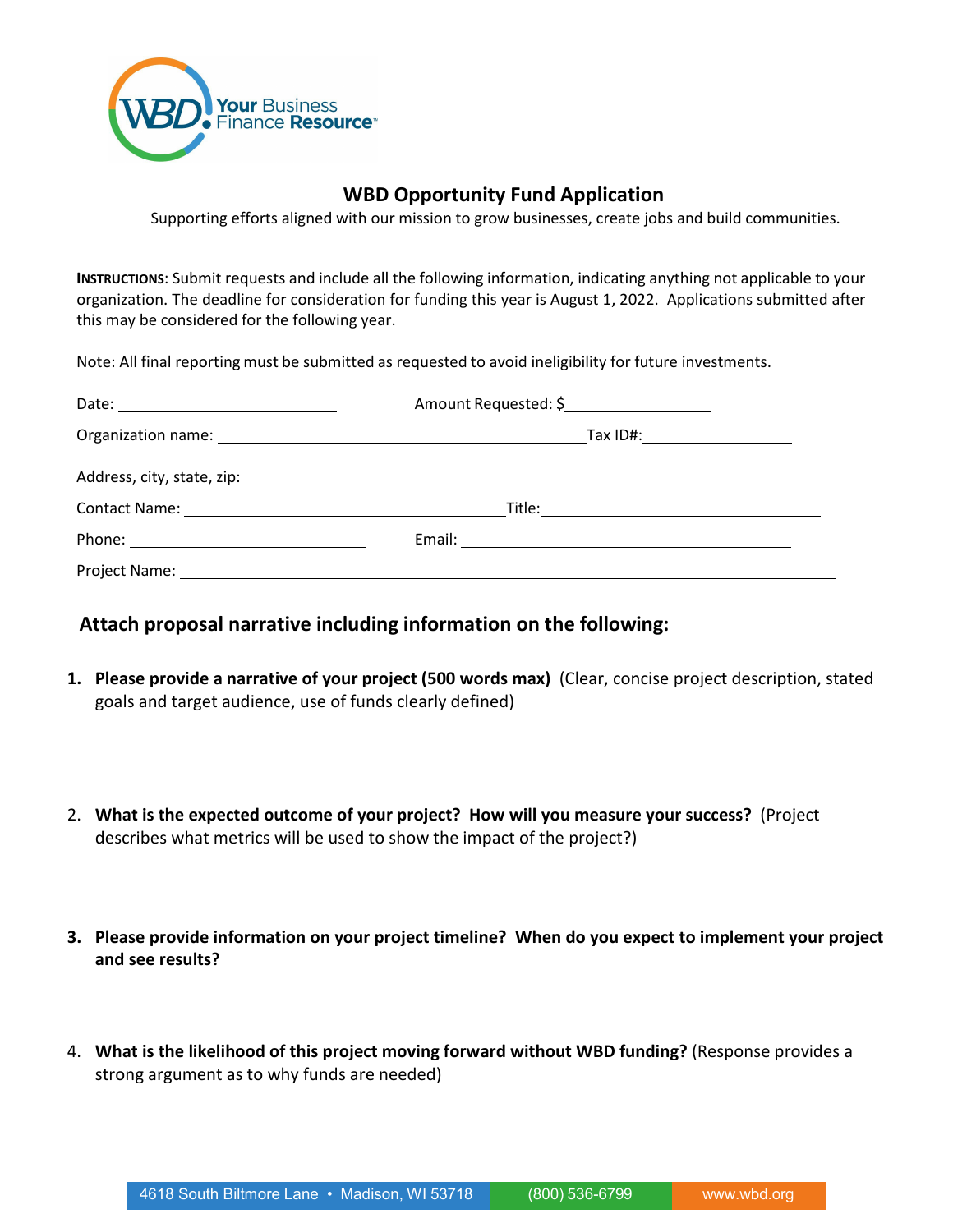WBD Your Business Finance Resource™

# WBD Opportunity Fund Application

Supporting efforts aligned with our mission to grow businesses, create jobs and build communities.

**INSTRUCTIONS**: Submit requests and include all the following information, indicating anything not applicable to your organization. The deadline for consideration for funding this year is August 1, 2022. Applications submitted after this may be considered for the following year.

Note: All final reporting must be submitted as requested to avoid ineligibility for future investments.

Date: ______________________ Amount Requested: $______________

Organization name: ____________________________________ Tax ID#: ______________

Address, city, state, zip: ____________________________________________________________

Contact Name: ________________________________ Title: ______________________________

Phone: ________________________ Email: __________________________________

Project Name: ____________________________________________________________________

## Attach proposal narrative including information on the following:

1. **Please provide a narrative of your project (500 words max)** (Clear, concise project description, stated goals and target audience, use of funds clearly defined)

2. **What is the expected outcome of your project? How will you measure your success?** (Project describes what metrics will be used to show the impact of the project?)

3. **Please provide information on your project timeline? When do you expect to implement your project and see results?**

4. **What is the likelihood of this project moving forward without WBD funding?** (Response provides a strong argument as to why funds are needed)

4618 South Biltmore Lane • Madison, WI 53718 (800) 536-6799 www.wbd.org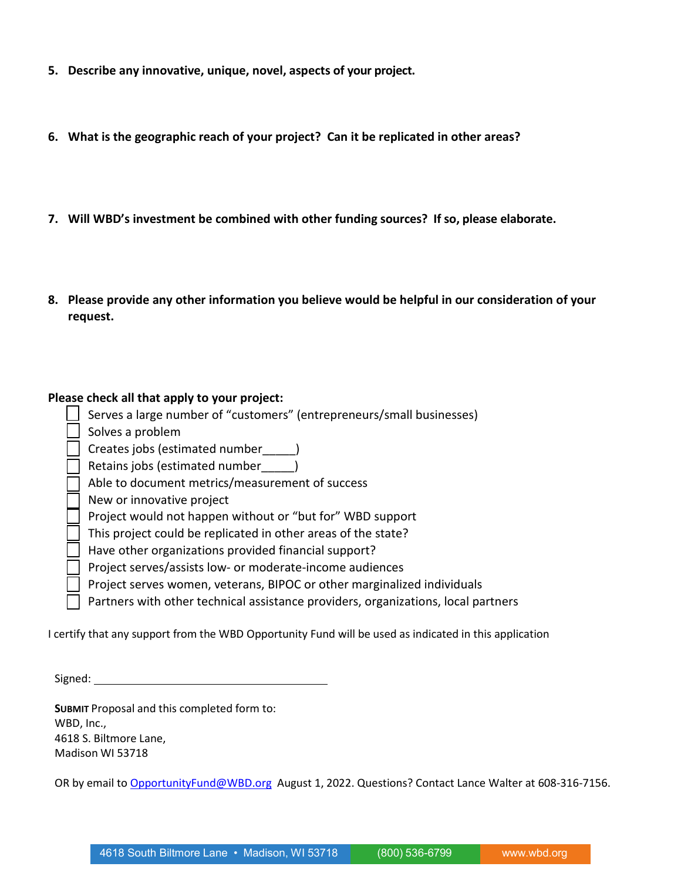5. **Describe any innovative, unique, novel, aspects of your project.**

6. **What is the geographic reach of your project? Can it be replicated in other areas?**

7. **Will WBD's investment be combined with other funding sources? If so, please elaborate.**

8. **Please provide any other information you believe would be helpful in our consideration of your request.**

**Please check all that apply to your project:**

- ☐ Serves a large number of "customers" (entrepreneurs/small businesses)
- ☐ Solves a problem
- ☐ Creates jobs (estimated number_____)
- ☐ Retains jobs (estimated number_____)
- ☐ Able to document metrics/measurement of success
- ☐ New or innovative project
- ☐ Project would not happen without or "but for" WBD support
- ☐ This project could be replicated in other areas of the state?
- ☐ Have other organizations provided financial support?
- ☐ Project serves/assists low- or moderate-income audiences
- ☐ Project serves women, veterans, BIPOC or other marginalized individuals
- ☐ Partners with other technical assistance providers, organizations, local partners

I certify that any support from the WBD Opportunity Fund will be used as indicated in this application

Signed: ______________________________________

**SUBMIT** Proposal and this completed form to:
WBD, Inc.,
4618 S. Biltmore Lane,
Madison WI 53718

OR by email to OpportunityFund@WBD.org August 1, 2022. Questions? Contact Lance Walter at 608-316-7156.

4618 South Biltmore Lane • Madison, WI 53718 | (800) 536-6799 | www.wbd.org